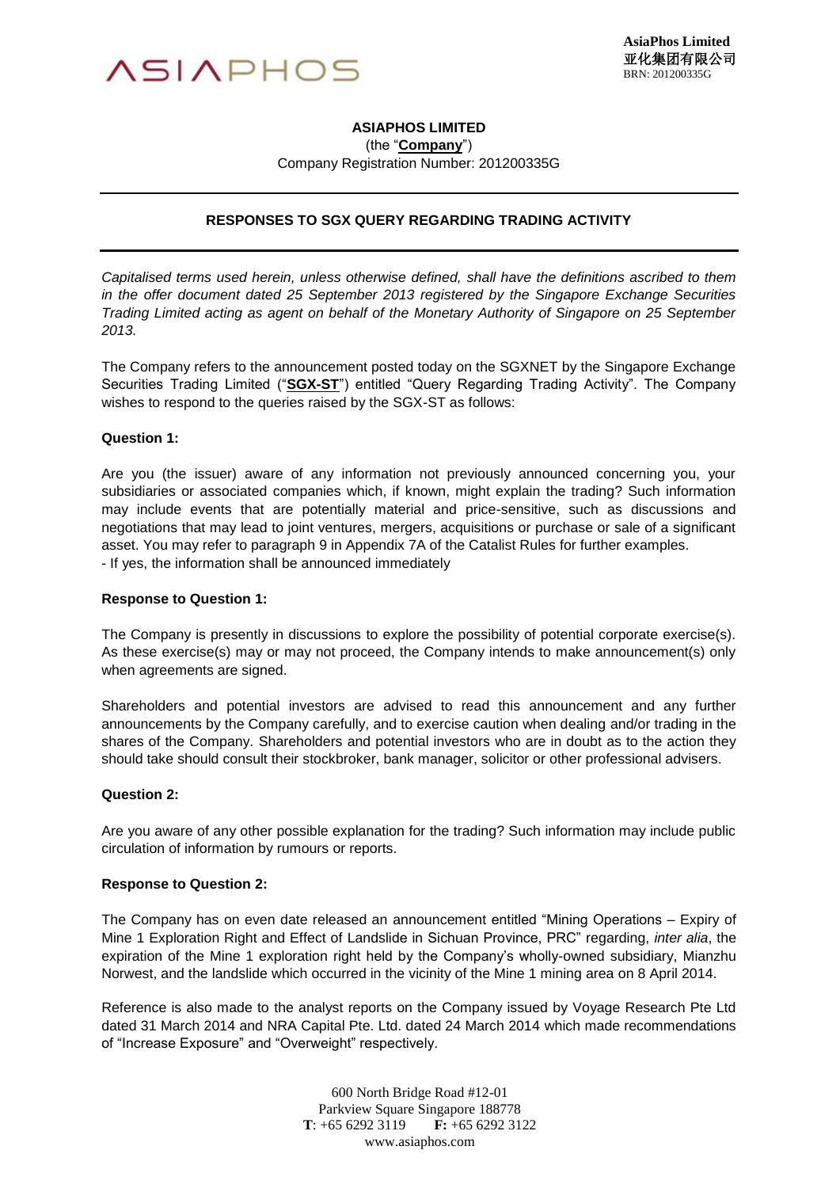ASIAPHOS

**AsiaPhos Limited**
**亚化集团有限公司**
BRN: 201200335G

**ASIAPHOS LIMITED**
(the "**Company**")
Company Registration Number: 201200335G

---

**RESPONSES TO SGX QUERY REGARDING TRADING ACTIVITY**

---

*Capitalised terms used herein, unless otherwise defined, shall have the definitions ascribed to them in the offer document dated 25 September 2013 registered by the Singapore Exchange Securities Trading Limited acting as agent on behalf of the Monetary Authority of Singapore on 25 September 2013.*

The Company refers to the announcement posted today on the SGXNET by the Singapore Exchange Securities Trading Limited ("**SGX-ST**") entitled "Query Regarding Trading Activity". The Company wishes to respond to the queries raised by the SGX-ST as follows:

**Question 1:**

Are you (the issuer) aware of any information not previously announced concerning you, your subsidiaries or associated companies which, if known, might explain the trading? Such information may include events that are potentially material and price-sensitive, such as discussions and negotiations that may lead to joint ventures, mergers, acquisitions or purchase or sale of a significant asset. You may refer to paragraph 9 in Appendix 7A of the Catalist Rules for further examples.
- If yes, the information shall be announced immediately

**Response to Question 1:**

The Company is presently in discussions to explore the possibility of potential corporate exercise(s). As these exercise(s) may or may not proceed, the Company intends to make announcement(s) only when agreements are signed.

Shareholders and potential investors are advised to read this announcement and any further announcements by the Company carefully, and to exercise caution when dealing and/or trading in the shares of the Company. Shareholders and potential investors who are in doubt as to the action they should take should consult their stockbroker, bank manager, solicitor or other professional advisers.

**Question 2:**

Are you aware of any other possible explanation for the trading? Such information may include public circulation of information by rumours or reports.

**Response to Question 2:**

The Company has on even date released an announcement entitled "Mining Operations – Expiry of Mine 1 Exploration Right and Effect of Landslide in Sichuan Province, PRC" regarding, *inter alia*, the expiration of the Mine 1 exploration right held by the Company's wholly-owned subsidiary, Mianzhu Norwest, and the landslide which occurred in the vicinity of the Mine 1 mining area on 8 April 2014.

Reference is also made to the analyst reports on the Company issued by Voyage Research Pte Ltd dated 31 March 2014 and NRA Capital Pte. Ltd. dated 24 March 2014 which made recommendations of "Increase Exposure" and "Overweight" respectively.

600 North Bridge Road #12-01
Parkview Square Singapore 188778
**T**: +65 6292 3119 **F:** +65 6292 3122
www.asiaphos.com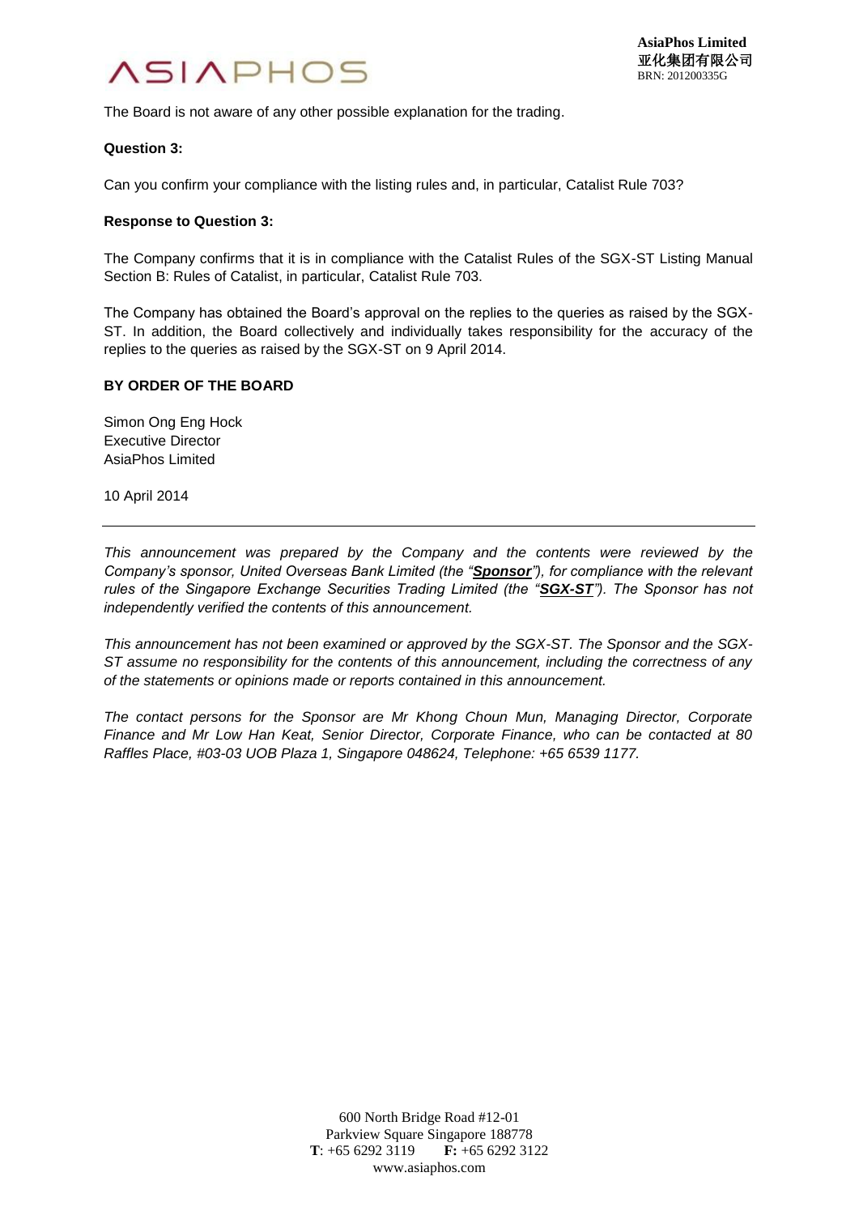The Board is not aware of any other possible explanation for the trading.

**Question 3:**

Can you confirm your compliance with the listing rules and, in particular, Catalist Rule 703?

**Response to Question 3:**

The Company confirms that it is in compliance with the Catalist Rules of the SGX-ST Listing Manual Section B: Rules of Catalist, in particular, Catalist Rule 703.

The Company has obtained the Board's approval on the replies to the queries as raised by the SGX-ST. In addition, the Board collectively and individually takes responsibility for the accuracy of the replies to the queries as raised by the SGX-ST on 9 April 2014.

**BY ORDER OF THE BOARD**

Simon Ong Eng Hock
Executive Director
AsiaPhos Limited

10 April 2014

---

*This announcement was prepared by the Company and the contents were reviewed by the Company's sponsor, United Overseas Bank Limited (the "**Sponsor**"), for compliance with the relevant rules of the Singapore Exchange Securities Trading Limited (the "**SGX-ST**"). The Sponsor has not independently verified the contents of this announcement.*

*This announcement has not been examined or approved by the SGX-ST. The Sponsor and the SGX-ST assume no responsibility for the contents of this announcement, including the correctness of any of the statements or opinions made or reports contained in this announcement.*

*The contact persons for the Sponsor are Mr Khong Choun Mun, Managing Director, Corporate Finance and Mr Low Han Keat, Senior Director, Corporate Finance, who can be contacted at 80 Raffles Place, #03-03 UOB Plaza 1, Singapore 048624, Telephone: +65 6539 1177.*